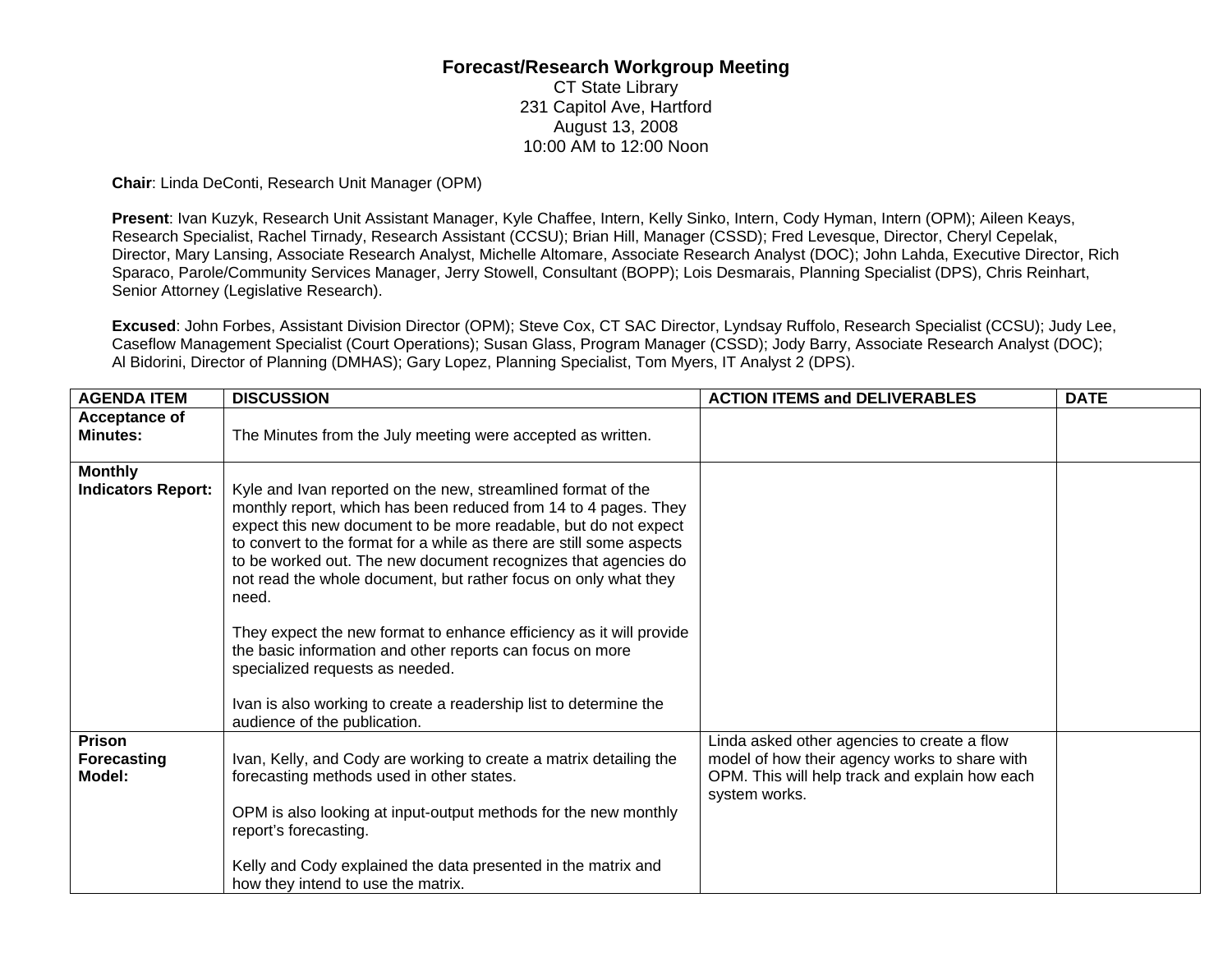# Forecast/Research Workgroup Meeting

CT State Library
231 Capitol Ave, Hartford
August 13, 2008
10:00 AM to 12:00 Noon

**Chair**: Linda DeConti, Research Unit Manager (OPM)

**Present**: Ivan Kuzyk, Research Unit Assistant Manager, Kyle Chaffee, Intern, Kelly Sinko, Intern, Cody Hyman, Intern (OPM); Aileen Keays, Research Specialist, Rachel Tirnady, Research Assistant (CCSU); Brian Hill, Manager (CSSD); Fred Levesque, Director, Cheryl Cepelak, Director, Mary Lansing, Associate Research Analyst, Michelle Altomare, Associate Research Analyst (DOC); John Lahda, Executive Director, Rich Sparaco, Parole/Community Services Manager, Jerry Stowell, Consultant (BOPP); Lois Desmarais, Planning Specialist (DPS), Chris Reinhart, Senior Attorney (Legislative Research).

**Excused**: John Forbes, Assistant Division Director (OPM); Steve Cox, CT SAC Director, Lyndsay Ruffolo, Research Specialist (CCSU); Judy Lee, Caseflow Management Specialist (Court Operations); Susan Glass, Program Manager (CSSD); Jody Barry, Associate Research Analyst (DOC); Al Bidorini, Director of Planning (DMHAS); Gary Lopez, Planning Specialist, Tom Myers, IT Analyst 2 (DPS).

| AGENDA ITEM | DISCUSSION | ACTION ITEMS and DELIVERABLES | DATE |
|---|---|---|---|
| **Acceptance of Minutes:** | The Minutes from the July meeting were accepted as written. | | |
| **Monthly Indicators Report:** | Kyle and Ivan reported on the new, streamlined format of the monthly report, which has been reduced from 14 to 4 pages. They expect this new document to be more readable, but do not expect to convert to the format for a while as there are still some aspects to be worked out. The new document recognizes that agencies do not read the whole document, but rather focus on only what they need.<br><br>They expect the new format to enhance efficiency as it will provide the basic information and other reports can focus on more specialized requests as needed.<br><br>Ivan is also working to create a readership list to determine the audience of the publication. | | |
| **Prison Forecasting Model:** | Ivan, Kelly, and Cody are working to create a matrix detailing the forecasting methods used in other states.<br><br>OPM is also looking at input-output methods for the new monthly report's forecasting.<br><br>Kelly and Cody explained the data presented in the matrix and how they intend to use the matrix. | Linda asked other agencies to create a flow model of how their agency works to share with OPM. This will help track and explain how each system works. | |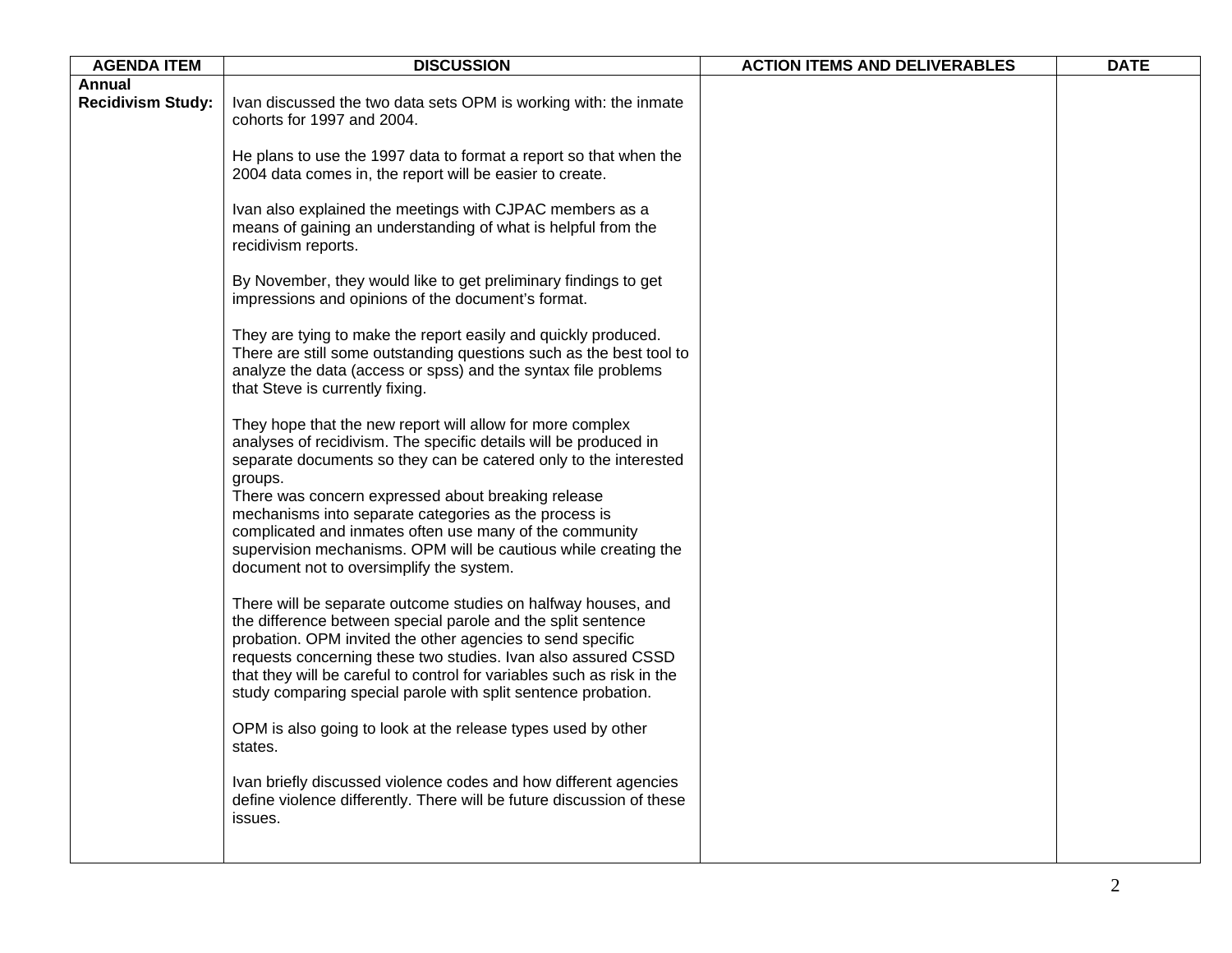| AGENDA ITEM | DISCUSSION | ACTION ITEMS AND DELIVERABLES | DATE |
|---|---|---|---|
| **Annual Recidivism Study:** | Ivan discussed the two data sets OPM is working with: the inmate cohorts for 1997 and 2004.<br><br>He plans to use the 1997 data to format a report so that when the 2004 data comes in, the report will be easier to create.<br><br>Ivan also explained the meetings with CJPAC members as a means of gaining an understanding of what is helpful from the recidivism reports.<br><br>By November, they would like to get preliminary findings to get impressions and opinions of the document's format.<br><br>They are tying to make the report easily and quickly produced. There are still some outstanding questions such as the best tool to analyze the data (access or spss) and the syntax file problems that Steve is currently fixing.<br><br>They hope that the new report will allow for more complex analyses of recidivism. The specific details will be produced in separate documents so they can be catered only to the interested groups.<br>There was concern expressed about breaking release mechanisms into separate categories as the process is complicated and inmates often use many of the community supervision mechanisms. OPM will be cautious while creating the document not to oversimplify the system.<br><br>There will be separate outcome studies on halfway houses, and the difference between special parole and the split sentence probation. OPM invited the other agencies to send specific requests concerning these two studies. Ivan also assured CSSD that they will be careful to control for variables such as risk in the study comparing special parole with split sentence probation.<br><br>OPM is also going to look at the release types used by other states.<br><br>Ivan briefly discussed violence codes and how different agencies define violence differently. There will be future discussion of these issues. | | |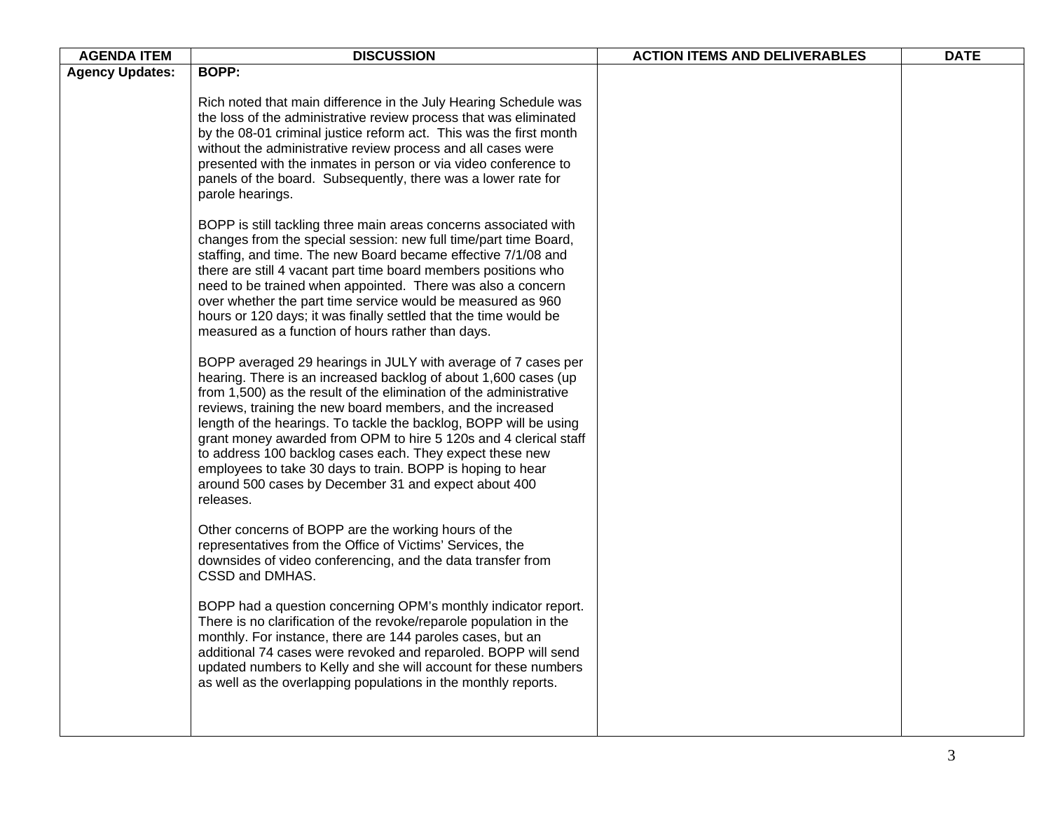| AGENDA ITEM | DISCUSSION | ACTION ITEMS AND DELIVERABLES | DATE |
|---|---|---|---|
| **Agency Updates:** | **BOPP:**<br><br>Rich noted that main difference in the July Hearing Schedule was the loss of the administrative review process that was eliminated by the 08-01 criminal justice reform act. This was the first month without the administrative review process and all cases were presented with the inmates in person or via video conference to panels of the board. Subsequently, there was a lower rate for parole hearings.<br><br>BOPP is still tackling three main areas concerns associated with changes from the special session: new full time/part time Board, staffing, and time. The new Board became effective 7/1/08 and there are still 4 vacant part time board members positions who need to be trained when appointed. There was also a concern over whether the part time service would be measured as 960 hours or 120 days; it was finally settled that the time would be measured as a function of hours rather than days.<br><br>BOPP averaged 29 hearings in JULY with average of 7 cases per hearing. There is an increased backlog of about 1,600 cases (up from 1,500) as the result of the elimination of the administrative reviews, training the new board members, and the increased length of the hearings. To tackle the backlog, BOPP will be using grant money awarded from OPM to hire 5 120s and 4 clerical staff to address 100 backlog cases each. They expect these new employees to take 30 days to train. BOPP is hoping to hear around 500 cases by December 31 and expect about 400 releases.<br><br>Other concerns of BOPP are the working hours of the representatives from the Office of Victims' Services, the downsides of video conferencing, and the data transfer from CSSD and DMHAS.<br><br>BOPP had a question concerning OPM's monthly indicator report. There is no clarification of the revoke/reparole population in the monthly. For instance, there are 144 paroles cases, but an additional 74 cases were revoked and reparoled. BOPP will send updated numbers to Kelly and she will account for these numbers as well as the overlapping populations in the monthly reports. | | |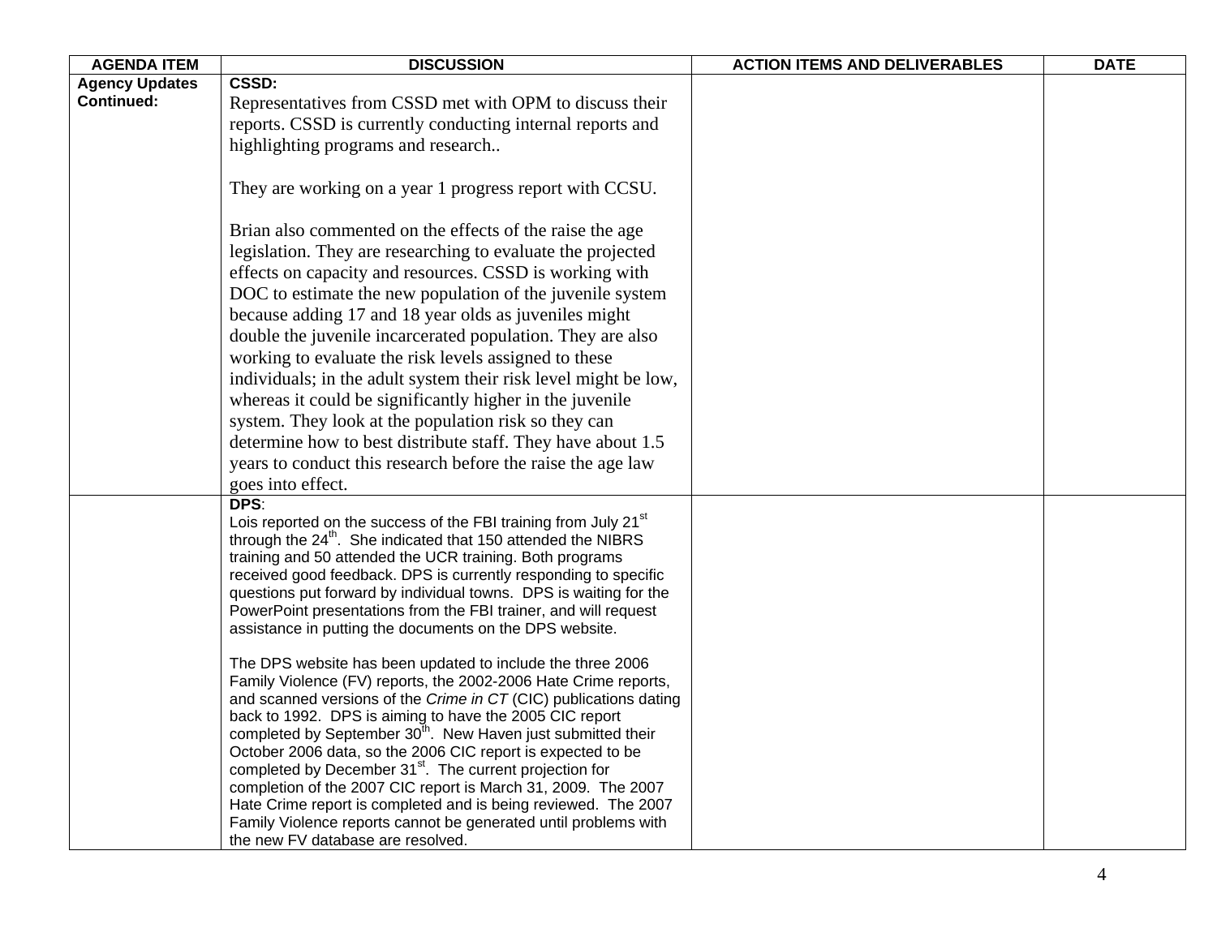| AGENDA ITEM | DISCUSSION | ACTION ITEMS AND DELIVERABLES | DATE |
|---|---|---|---|
| **Agency Updates Continued:** | **CSSD:**<br>Representatives from CSSD met with OPM to discuss their reports. CSSD is currently conducting internal reports and highlighting programs and research..<br><br>They are working on a year 1 progress report with CCSU.<br><br>Brian also commented on the effects of the raise the age legislation. They are researching to evaluate the projected effects on capacity and resources. CSSD is working with DOC to estimate the new population of the juvenile system because adding 17 and 18 year olds as juveniles might double the juvenile incarcerated population. They are also working to evaluate the risk levels assigned to these individuals; in the adult system their risk level might be low, whereas it could be significantly higher in the juvenile system. They look at the population risk so they can determine how to best distribute staff. They have about 1.5 years to conduct this research before the raise the age law goes into effect. | | |
| | **DPS**:<br>Lois reported on the success of the FBI training from July 21st through the 24th. She indicated that 150 attended the NIBRS training and 50 attended the UCR training. Both programs received good feedback. DPS is currently responding to specific questions put forward by individual towns. DPS is waiting for the PowerPoint presentations from the FBI trainer, and will request assistance in putting the documents on the DPS website.<br><br>The DPS website has been updated to include the three 2006 Family Violence (FV) reports, the 2002-2006 Hate Crime reports, and scanned versions of the *Crime in CT* (CIC) publications dating back to 1992. DPS is aiming to have the 2005 CIC report completed by September 30th. New Haven just submitted their October 2006 data, so the 2006 CIC report is expected to be completed by December 31st. The current projection for completion of the 2007 CIC report is March 31, 2009. The 2007 Hate Crime report is completed and is being reviewed. The 2007 Family Violence reports cannot be generated until problems with the new FV database are resolved. | | |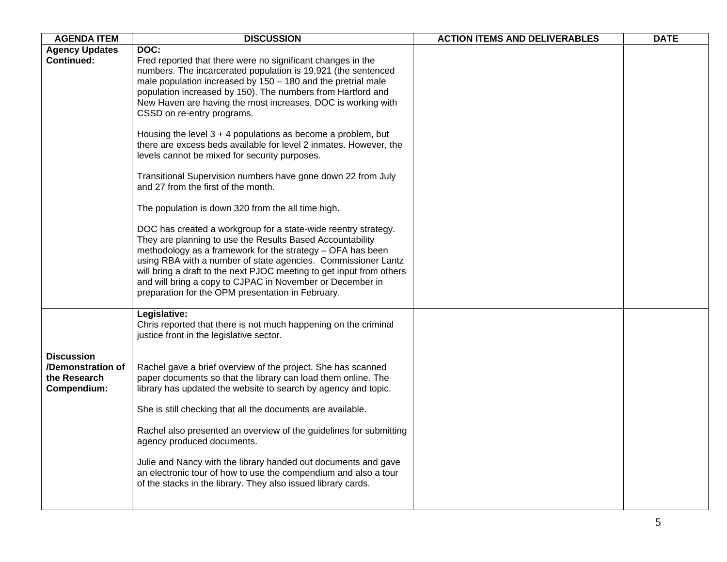| AGENDA ITEM | DISCUSSION | ACTION ITEMS AND DELIVERABLES | DATE |
|---|---|---|---|
| **Agency Updates Continued:** | **DOC:**<br>Fred reported that there were no significant changes in the numbers. The incarcerated population is 19,921 (the sentenced male population increased by 150 – 180 and the pretrial male population increased by 150). The numbers from Hartford and New Haven are having the most increases. DOC is working with CSSD on re-entry programs.<br><br>Housing the level 3 + 4 populations as become a problem, but there are excess beds available for level 2 inmates. However, the levels cannot be mixed for security purposes.<br><br>Transitional Supervision numbers have gone down 22 from July and 27 from the first of the month.<br><br>The population is down 320 from the all time high.<br><br>DOC has created a workgroup for a state-wide reentry strategy. They are planning to use the Results Based Accountability methodology as a framework for the strategy – OFA has been using RBA with a number of state agencies. Commissioner Lantz will bring a draft to the next PJOC meeting to get input from others and will bring a copy to CJPAC in November or December in preparation for the OPM presentation in February. | | |
| | **Legislative:**<br>Chris reported that there is not much happening on the criminal justice front in the legislative sector. | | |
| **Discussion /Demonstration of the Research Compendium:** | Rachel gave a brief overview of the project. She has scanned paper documents so that the library can load them online. The library has updated the website to search by agency and topic.<br><br>She is still checking that all the documents are available.<br><br>Rachel also presented an overview of the guidelines for submitting agency produced documents.<br><br>Julie and Nancy with the library handed out documents and gave an electronic tour of how to use the compendium and also a tour of the stacks in the library. They also issued library cards. | | |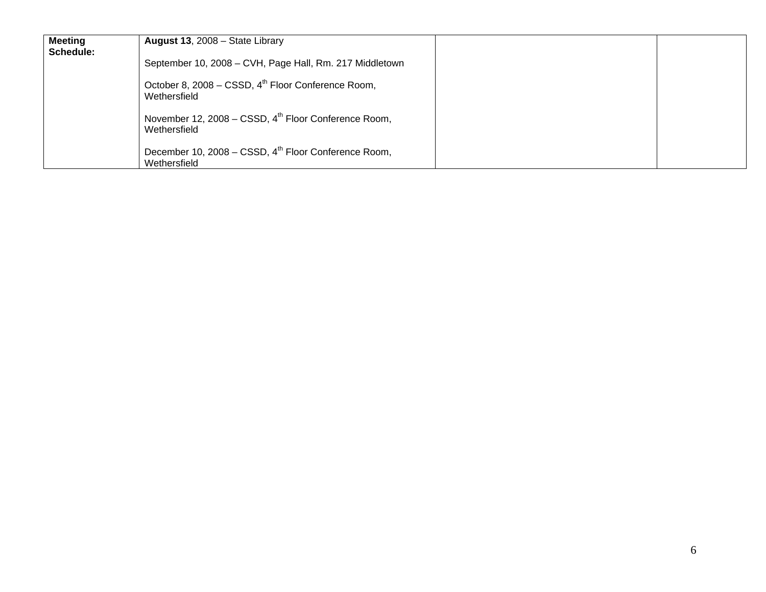| | | | |
|---|---|---|---|
| **Meeting Schedule:** | **August 13**, 2008 – State Library<br><br>September 10, 2008 – CVH, Page Hall, Rm. 217 Middletown<br><br>October 8, 2008 – CSSD, 4th Floor Conference Room, Wethersfield<br><br>November 12, 2008 – CSSD, 4th Floor Conference Room, Wethersfield<br><br>December 10, 2008 – CSSD, 4th Floor Conference Room, Wethersfield | | |